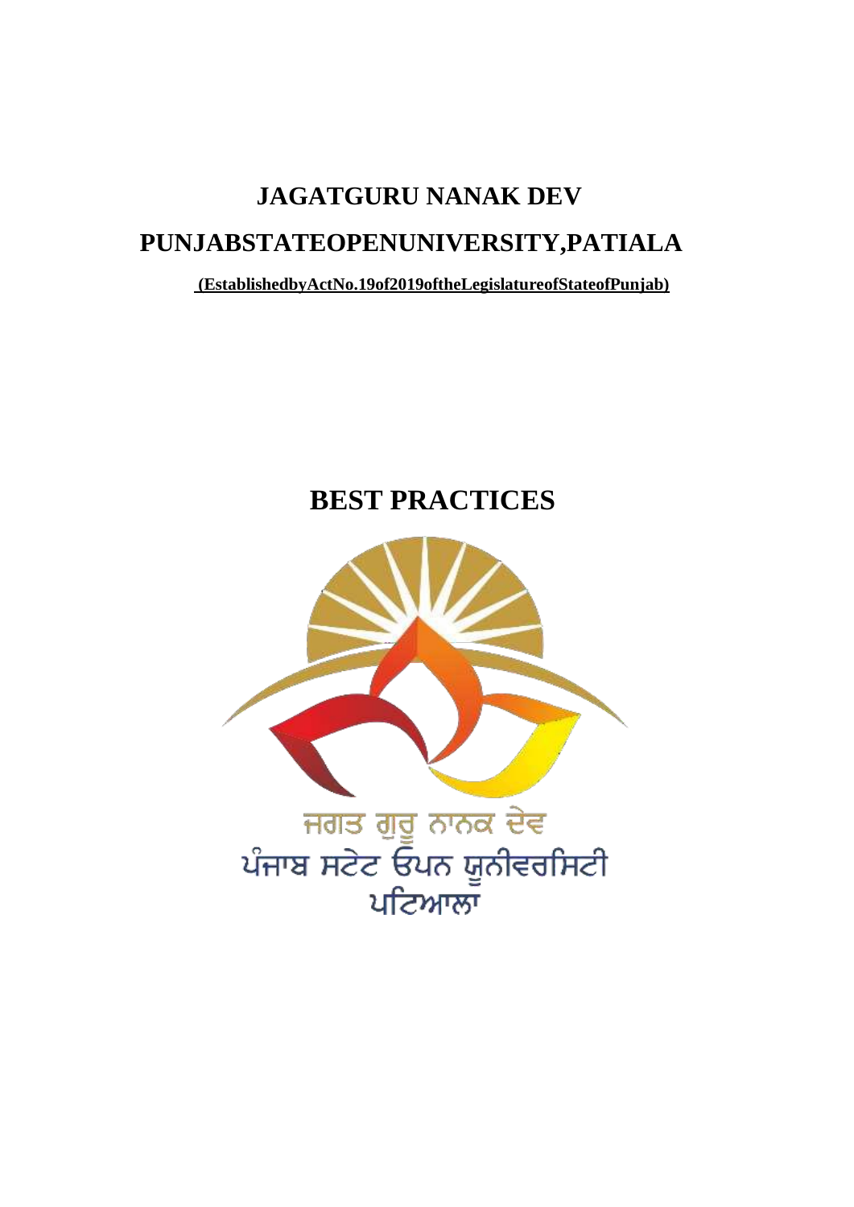# JAGATGURU NANAK DEV

# PUNJABSTATEOPENUNIVERSITY,PATIALA

**(EstablishedbyActNo.19of2019oftheLegislatureofStateofPunjab)**

# BEST PRACTICES

ਜਗਤ ਗੁਰੂ ਨਾਨਕ ਦੇਵ
ਪੰਜਾਬ ਸਟੇਟ ਓਪਨ ਯੂਨੀਵਰਸਿਟੀ
ਪਟਿਆਲਾ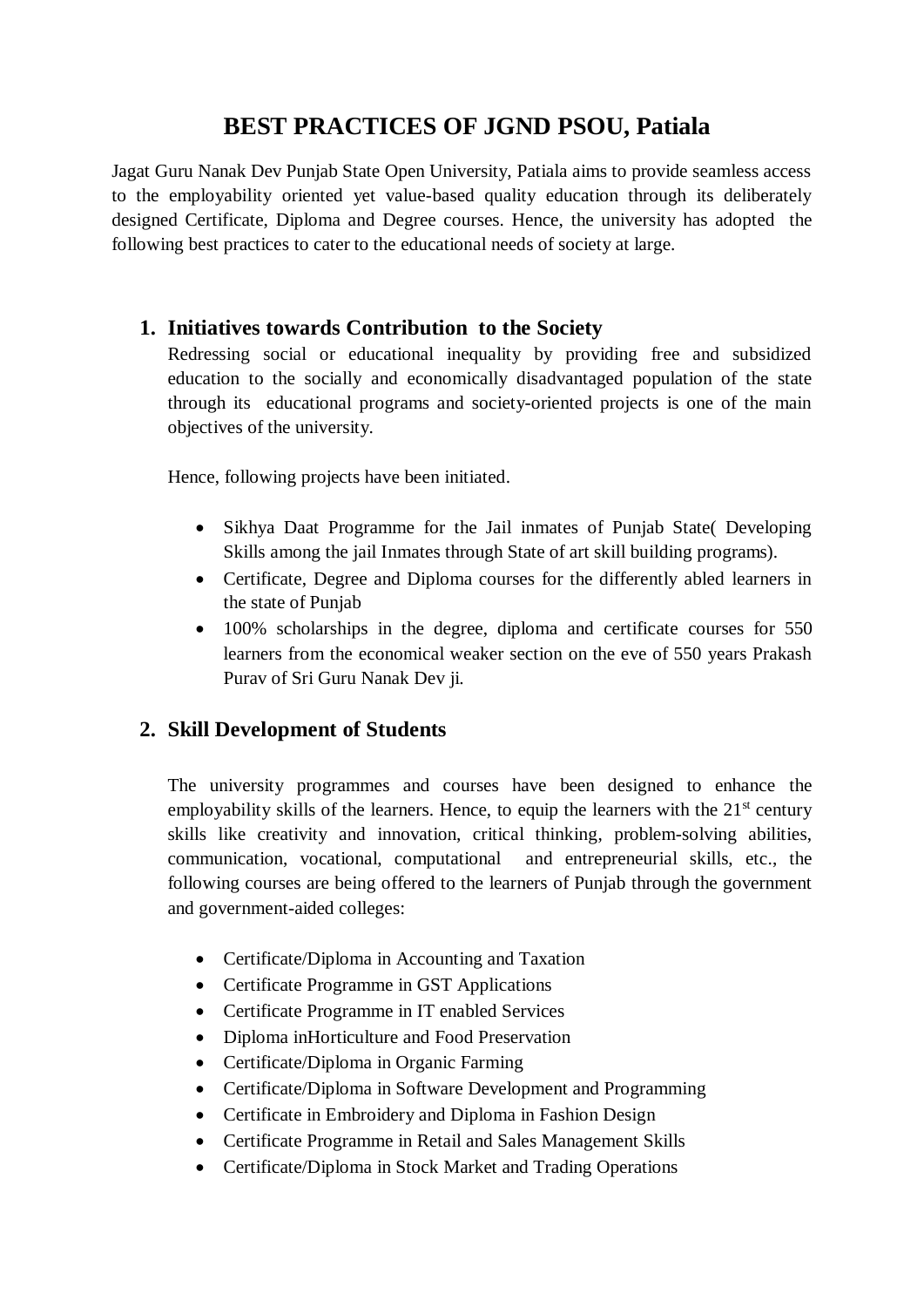# BEST PRACTICES OF JGND PSOU, Patiala

Jagat Guru Nanak Dev Punjab State Open University, Patiala aims to provide seamless access to the employability oriented yet value-based quality education through its deliberately designed Certificate, Diploma and Degree courses. Hence, the university has adopted the following best practices to cater to the educational needs of society at large.

## 1. Initiatives towards Contribution to the Society

Redressing social or educational inequality by providing free and subsidized education to the socially and economically disadvantaged population of the state through its educational programs and society-oriented projects is one of the main objectives of the university.

Hence, following projects have been initiated.

- Sikhya Daat Programme for the Jail inmates of Punjab State( Developing Skills among the jail Inmates through State of art skill building programs).
- Certificate, Degree and Diploma courses for the differently abled learners in the state of Punjab
- 100% scholarships in the degree, diploma and certificate courses for 550 learners from the economical weaker section on the eve of 550 years Prakash Purav of Sri Guru Nanak Dev ji.

## 2. Skill Development of Students

The university programmes and courses have been designed to enhance the employability skills of the learners. Hence, to equip the learners with the 21st century skills like creativity and innovation, critical thinking, problem-solving abilities, communication, vocational, computational and entrepreneurial skills, etc., the following courses are being offered to the learners of Punjab through the government and government-aided colleges:

- Certificate/Diploma in Accounting and Taxation
- Certificate Programme in GST Applications
- Certificate Programme in IT enabled Services
- Diploma inHorticulture and Food Preservation
- Certificate/Diploma in Organic Farming
- Certificate/Diploma in Software Development and Programming
- Certificate in Embroidery and Diploma in Fashion Design
- Certificate Programme in Retail and Sales Management Skills
- Certificate/Diploma in Stock Market and Trading Operations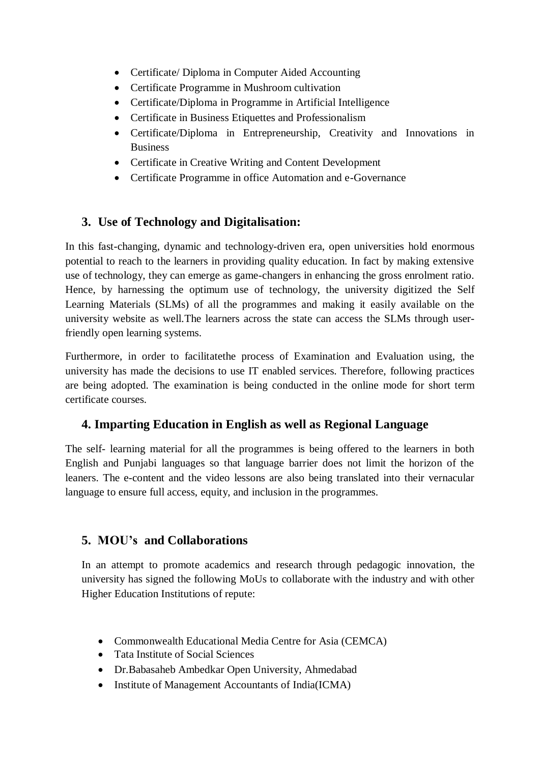- Certificate/ Diploma in Computer Aided Accounting
- Certificate Programme in Mushroom cultivation
- Certificate/Diploma in Programme in Artificial Intelligence
- Certificate in Business Etiquettes and Professionalism
- Certificate/Diploma in Entrepreneurship, Creativity and Innovations in Business
- Certificate in Creative Writing and Content Development
- Certificate Programme in office Automation and e-Governance

## 3. Use of Technology and Digitalisation:

In this fast-changing, dynamic and technology-driven era, open universities hold enormous potential to reach to the learners in providing quality education. In fact by making extensive use of technology, they can emerge as game-changers in enhancing the gross enrolment ratio. Hence, by harnessing the optimum use of technology, the university digitized the Self Learning Materials (SLMs) of all the programmes and making it easily available on the university website as well.The learners across the state can access the SLMs through user-friendly open learning systems.

Furthermore, in order to facilitatethe process of Examination and Evaluation using, the university has made the decisions to use IT enabled services. Therefore, following practices are being adopted. The examination is being conducted in the online mode for short term certificate courses.

## 4. Imparting Education in English as well as Regional Language

The self- learning material for all the programmes is being offered to the learners in both English and Punjabi languages so that language barrier does not limit the horizon of the leaners. The e-content and the video lessons are also being translated into their vernacular language to ensure full access, equity, and inclusion in the programmes.

## 5. MOU's and Collaborations

In an attempt to promote academics and research through pedagogic innovation, the university has signed the following MoUs to collaborate with the industry and with other Higher Education Institutions of repute:

- Commonwealth Educational Media Centre for Asia (CEMCA)
- Tata Institute of Social Sciences
- Dr.Babasaheb Ambedkar Open University, Ahmedabad
- Institute of Management Accountants of India(ICMA)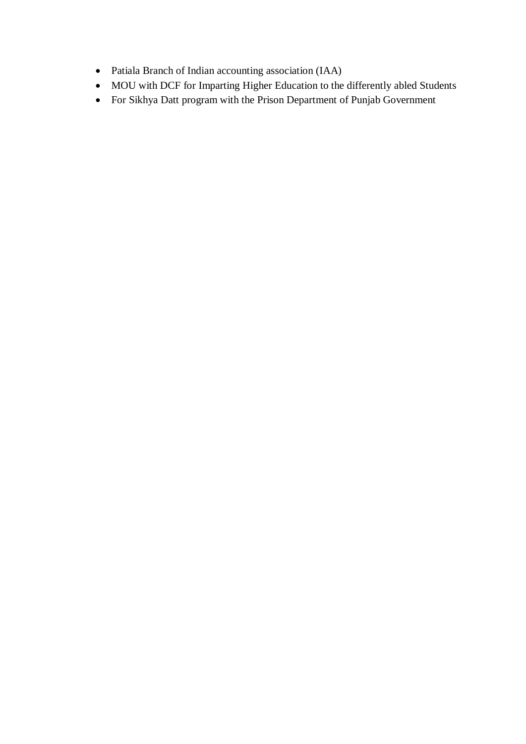- Patiala Branch of Indian accounting association (IAA)
- MOU with DCF for Imparting Higher Education to the differently abled Students
- For Sikhya Datt program with the Prison Department of Punjab Government